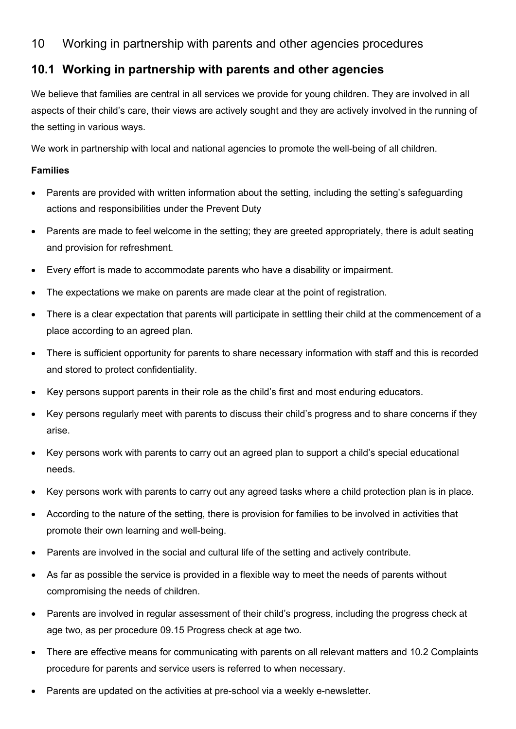# 10 Working in partnership with parents and other agencies procedures

## 10.1 Working in partnership with parents and other agencies

We believe that families are central in all services we provide for young children. They are involved in all aspects of their child's care, their views are actively sought and they are actively involved in the running of the setting in various ways.

We work in partnership with local and national agencies to promote the well-being of all children.

**Families**

- Parents are provided with written information about the setting, including the setting's safeguarding actions and responsibilities under the Prevent Duty
- Parents are made to feel welcome in the setting; they are greeted appropriately, there is adult seating and provision for refreshment.
- Every effort is made to accommodate parents who have a disability or impairment.
- The expectations we make on parents are made clear at the point of registration.
- There is a clear expectation that parents will participate in settling their child at the commencement of a place according to an agreed plan.
- There is sufficient opportunity for parents to share necessary information with staff and this is recorded and stored to protect confidentiality.
- Key persons support parents in their role as the child's first and most enduring educators.
- Key persons regularly meet with parents to discuss their child's progress and to share concerns if they arise.
- Key persons work with parents to carry out an agreed plan to support a child's special educational needs.
- Key persons work with parents to carry out any agreed tasks where a child protection plan is in place.
- According to the nature of the setting, there is provision for families to be involved in activities that promote their own learning and well-being.
- Parents are involved in the social and cultural life of the setting and actively contribute.
- As far as possible the service is provided in a flexible way to meet the needs of parents without compromising the needs of children.
- Parents are involved in regular assessment of their child's progress, including the progress check at age two, as per procedure 09.15 Progress check at age two.
- There are effective means for communicating with parents on all relevant matters and 10.2 Complaints procedure for parents and service users is referred to when necessary.
- Parents are updated on the activities at pre-school via a weekly e-newsletter.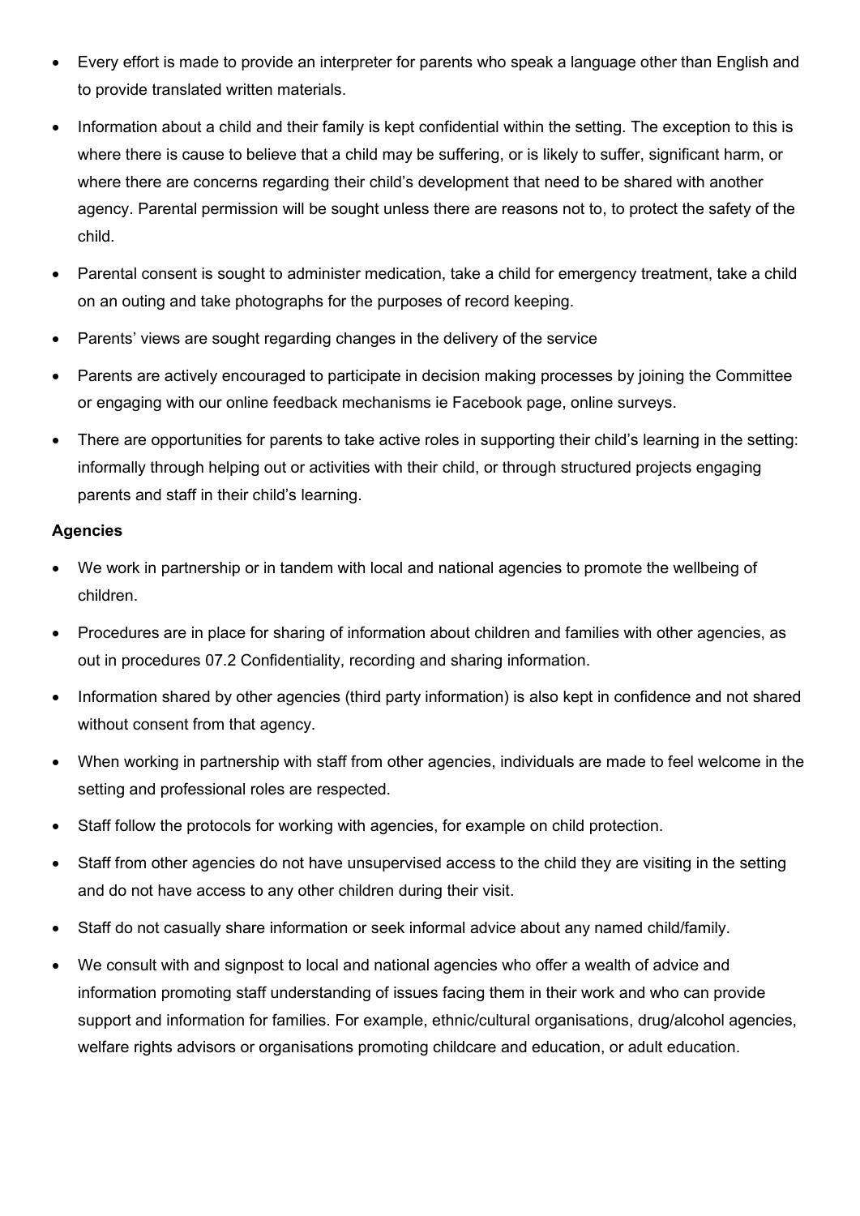- Every effort is made to provide an interpreter for parents who speak a language other than English and to provide translated written materials.
- Information about a child and their family is kept confidential within the setting. The exception to this is where there is cause to believe that a child may be suffering, or is likely to suffer, significant harm, or where there are concerns regarding their child's development that need to be shared with another agency. Parental permission will be sought unless there are reasons not to, to protect the safety of the child.
- Parental consent is sought to administer medication, take a child for emergency treatment, take a child on an outing and take photographs for the purposes of record keeping.
- Parents' views are sought regarding changes in the delivery of the service
- Parents are actively encouraged to participate in decision making processes by joining the Committee or engaging with our online feedback mechanisms ie Facebook page, online surveys.
- There are opportunities for parents to take active roles in supporting their child's learning in the setting: informally through helping out or activities with their child, or through structured projects engaging parents and staff in their child's learning.

**Agencies**

- We work in partnership or in tandem with local and national agencies to promote the wellbeing of children.
- Procedures are in place for sharing of information about children and families with other agencies, as out in procedures 07.2 Confidentiality, recording and sharing information.
- Information shared by other agencies (third party information) is also kept in confidence and not shared without consent from that agency.
- When working in partnership with staff from other agencies, individuals are made to feel welcome in the setting and professional roles are respected.
- Staff follow the protocols for working with agencies, for example on child protection.
- Staff from other agencies do not have unsupervised access to the child they are visiting in the setting and do not have access to any other children during their visit.
- Staff do not casually share information or seek informal advice about any named child/family.
- We consult with and signpost to local and national agencies who offer a wealth of advice and information promoting staff understanding of issues facing them in their work and who can provide support and information for families. For example, ethnic/cultural organisations, drug/alcohol agencies, welfare rights advisors or organisations promoting childcare and education, or adult education.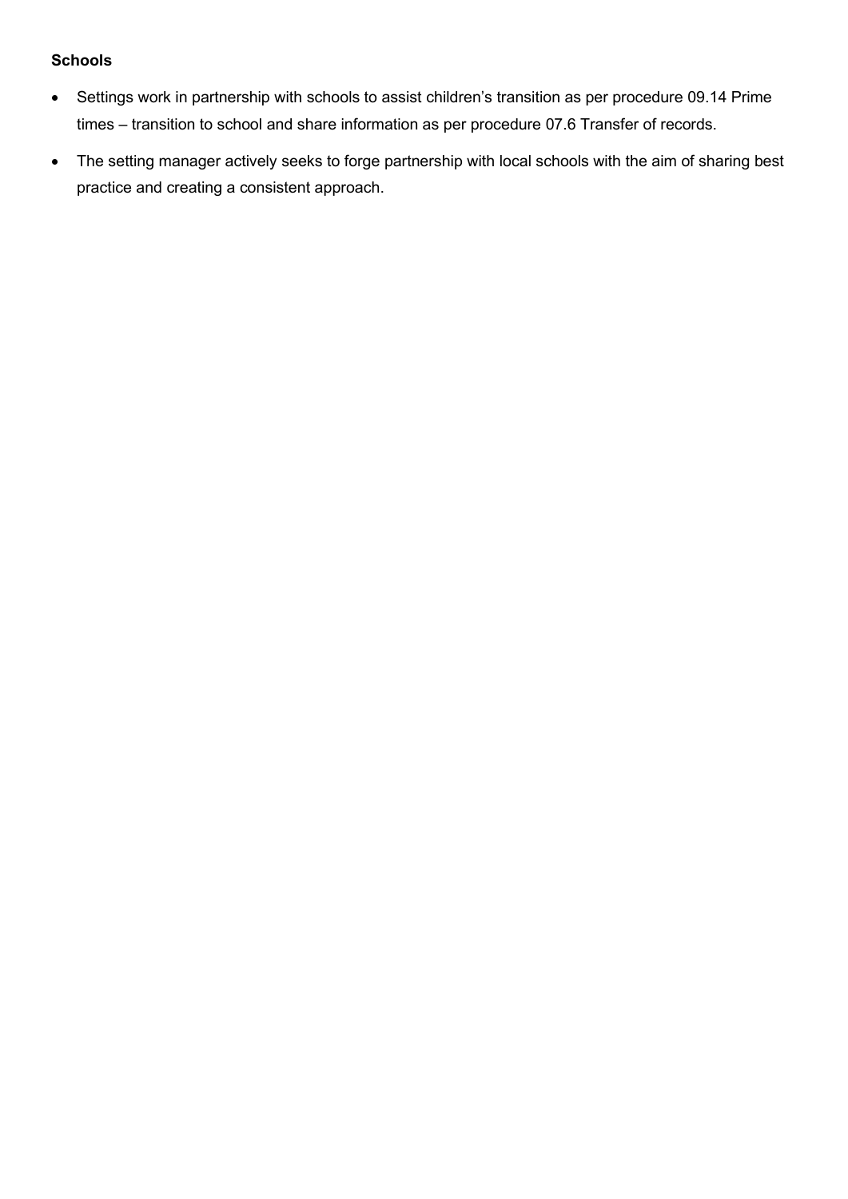**Schools**

- Settings work in partnership with schools to assist children's transition as per procedure 09.14 Prime times – transition to school and share information as per procedure 07.6 Transfer of records.
- The setting manager actively seeks to forge partnership with local schools with the aim of sharing best practice and creating a consistent approach.